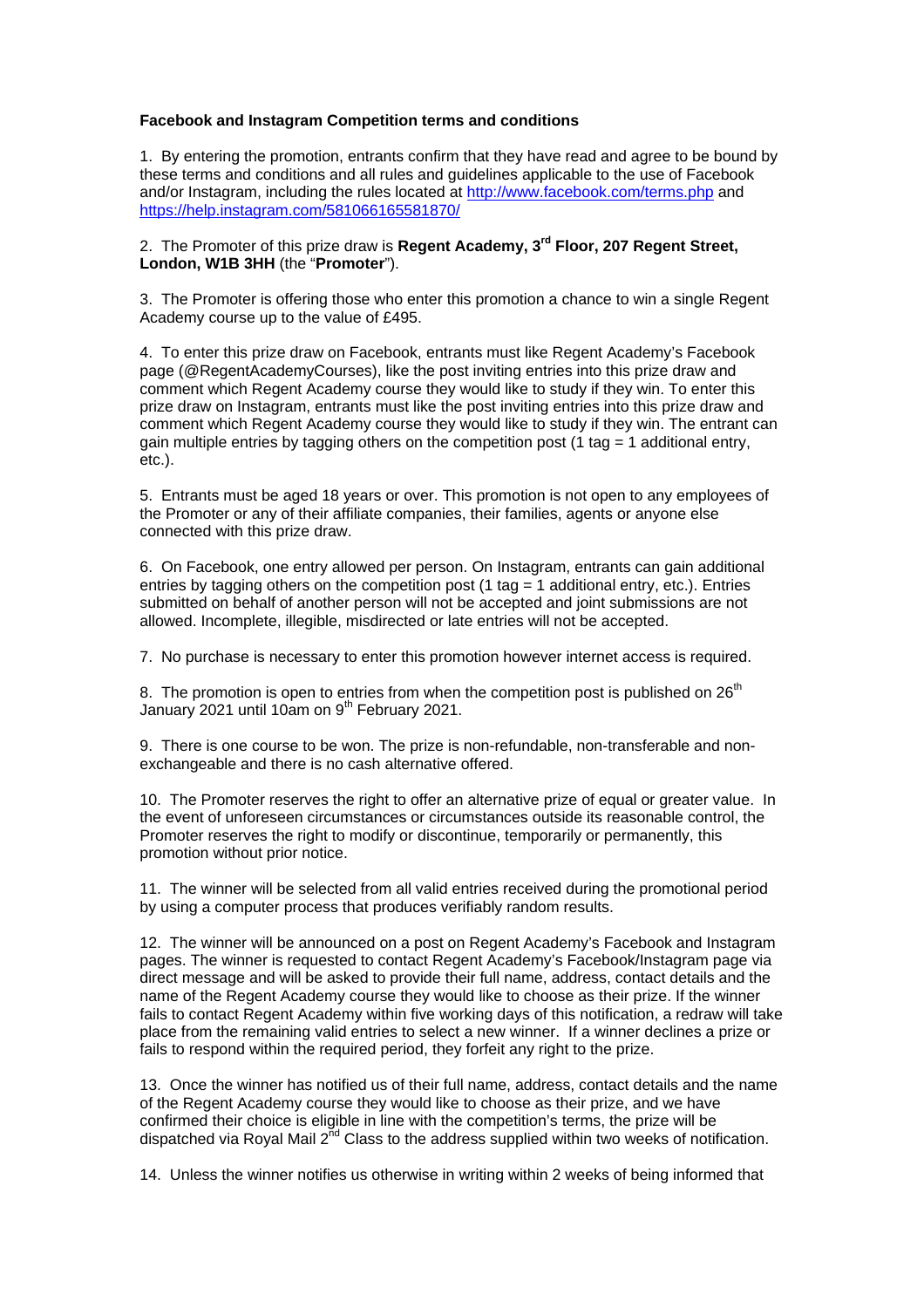**Facebook and Instagram Competition terms and conditions**

1. By entering the promotion, entrants confirm that they have read and agree to be bound by these terms and conditions and all rules and guidelines applicable to the use of Facebook and/or Instagram, including the rules located at http://www.facebook.com/terms.php and https://help.instagram.com/581066165581870/

2. The Promoter of this prize draw is **Regent Academy, 3rd Floor, 207 Regent Street, London, W1B 3HH** (the "**Promoter**").

3. The Promoter is offering those who enter this promotion a chance to win a single Regent Academy course up to the value of £495.

4. To enter this prize draw on Facebook, entrants must like Regent Academy's Facebook page (@RegentAcademyCourses), like the post inviting entries into this prize draw and comment which Regent Academy course they would like to study if they win. To enter this prize draw on Instagram, entrants must like the post inviting entries into this prize draw and comment which Regent Academy course they would like to study if they win. The entrant can gain multiple entries by tagging others on the competition post (1 tag = 1 additional entry, etc.).

5. Entrants must be aged 18 years or over. This promotion is not open to any employees of the Promoter or any of their affiliate companies, their families, agents or anyone else connected with this prize draw.

6. On Facebook, one entry allowed per person. On Instagram, entrants can gain additional entries by tagging others on the competition post (1 tag = 1 additional entry, etc.). Entries submitted on behalf of another person will not be accepted and joint submissions are not allowed. Incomplete, illegible, misdirected or late entries will not be accepted.

7. No purchase is necessary to enter this promotion however internet access is required.

8. The promotion is open to entries from when the competition post is published on 26th January 2021 until 10am on 9th February 2021.

9. There is one course to be won. The prize is non-refundable, non-transferable and non-exchangeable and there is no cash alternative offered.

10. The Promoter reserves the right to offer an alternative prize of equal or greater value. In the event of unforeseen circumstances or circumstances outside its reasonable control, the Promoter reserves the right to modify or discontinue, temporarily or permanently, this promotion without prior notice.

11. The winner will be selected from all valid entries received during the promotional period by using a computer process that produces verifiably random results.

12. The winner will be announced on a post on Regent Academy's Facebook and Instagram pages. The winner is requested to contact Regent Academy's Facebook/Instagram page via direct message and will be asked to provide their full name, address, contact details and the name of the Regent Academy course they would like to choose as their prize. If the winner fails to contact Regent Academy within five working days of this notification, a redraw will take place from the remaining valid entries to select a new winner. If a winner declines a prize or fails to respond within the required period, they forfeit any right to the prize.

13. Once the winner has notified us of their full name, address, contact details and the name of the Regent Academy course they would like to choose as their prize, and we have confirmed their choice is eligible in line with the competition's terms, the prize will be dispatched via Royal Mail 2nd Class to the address supplied within two weeks of notification.

14. Unless the winner notifies us otherwise in writing within 2 weeks of being informed that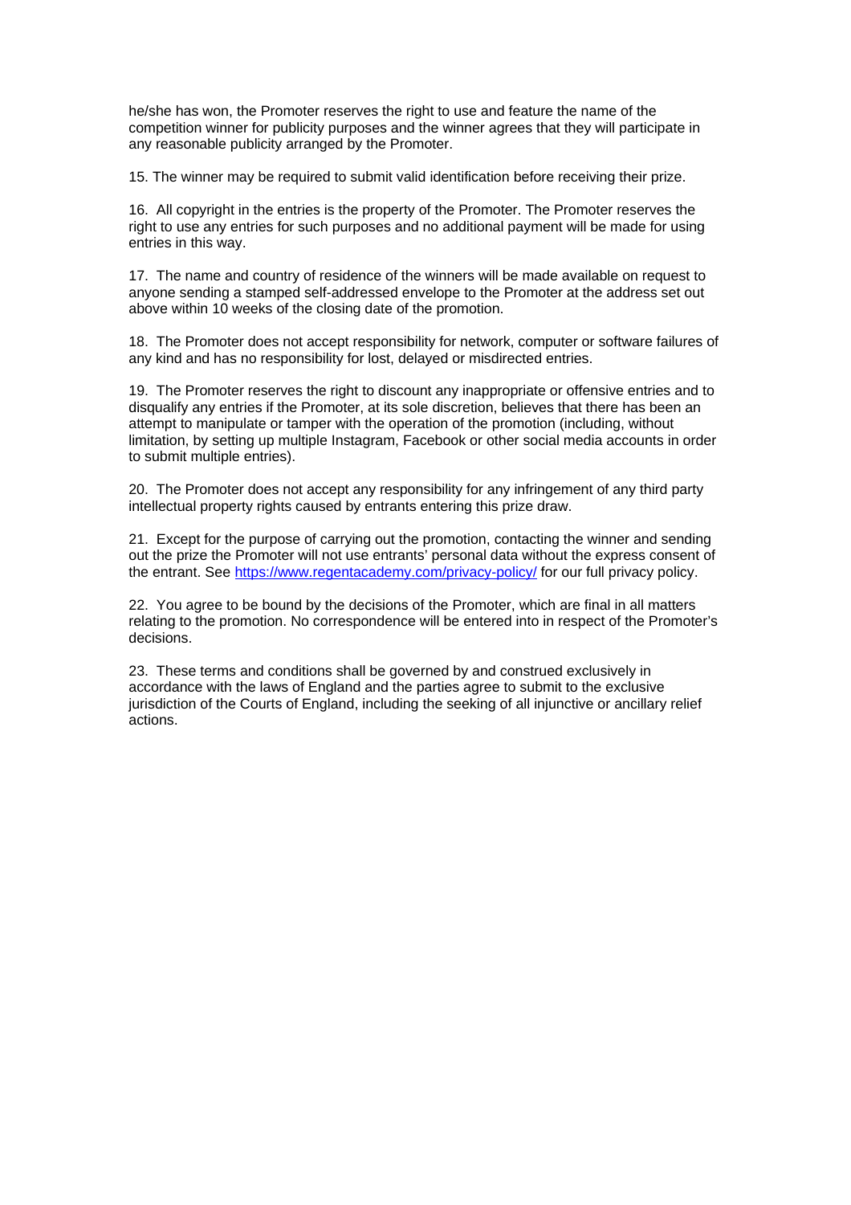he/she has won, the Promoter reserves the right to use and feature the name of the competition winner for publicity purposes and the winner agrees that they will participate in any reasonable publicity arranged by the Promoter.

15. The winner may be required to submit valid identification before receiving their prize.

16. All copyright in the entries is the property of the Promoter. The Promoter reserves the right to use any entries for such purposes and no additional payment will be made for using entries in this way.

17. The name and country of residence of the winners will be made available on request to anyone sending a stamped self-addressed envelope to the Promoter at the address set out above within 10 weeks of the closing date of the promotion.

18. The Promoter does not accept responsibility for network, computer or software failures of any kind and has no responsibility for lost, delayed or misdirected entries.

19. The Promoter reserves the right to discount any inappropriate or offensive entries and to disqualify any entries if the Promoter, at its sole discretion, believes that there has been an attempt to manipulate or tamper with the operation of the promotion (including, without limitation, by setting up multiple Instagram, Facebook or other social media accounts in order to submit multiple entries).

20. The Promoter does not accept any responsibility for any infringement of any third party intellectual property rights caused by entrants entering this prize draw.

21. Except for the purpose of carrying out the promotion, contacting the winner and sending out the prize the Promoter will not use entrants' personal data without the express consent of the entrant. See https://www.regentacademy.com/privacy-policy/ for our full privacy policy.

22. You agree to be bound by the decisions of the Promoter, which are final in all matters relating to the promotion. No correspondence will be entered into in respect of the Promoter's decisions.

23. These terms and conditions shall be governed by and construed exclusively in accordance with the laws of England and the parties agree to submit to the exclusive jurisdiction of the Courts of England, including the seeking of all injunctive or ancillary relief actions.